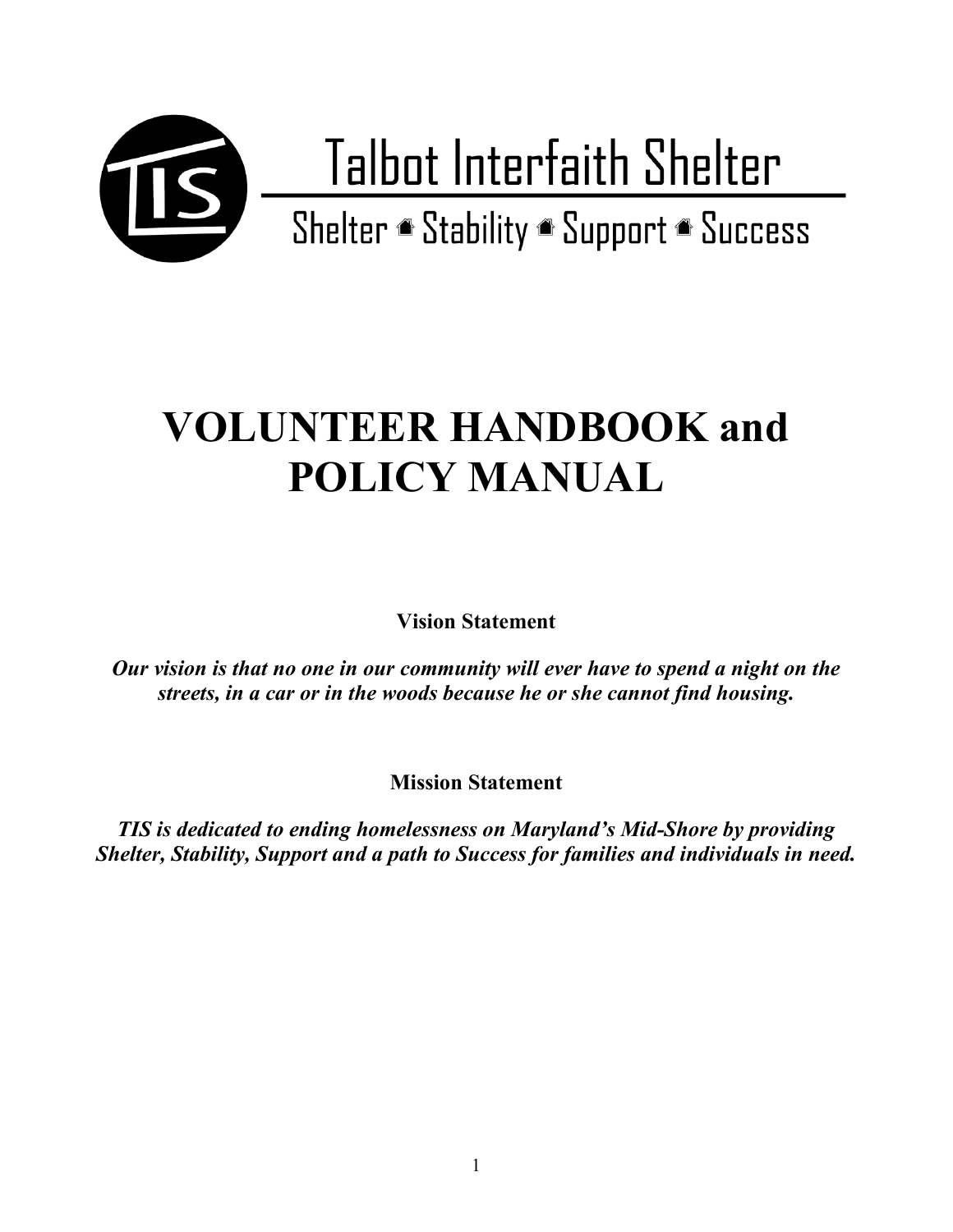Talbot Interfaith Shelter

Shelter ◆ Stability ◆ Support ◆ Success

# VOLUNTEER HANDBOOK and POLICY MANUAL

**Vision Statement**

***Our vision is that no one in our community will ever have to spend a night on the streets, in a car or in the woods because he or she cannot find housing.***

**Mission Statement**

***TIS is dedicated to ending homelessness on Maryland's Mid-Shore by providing Shelter, Stability, Support and a path to Success for families and individuals in need.***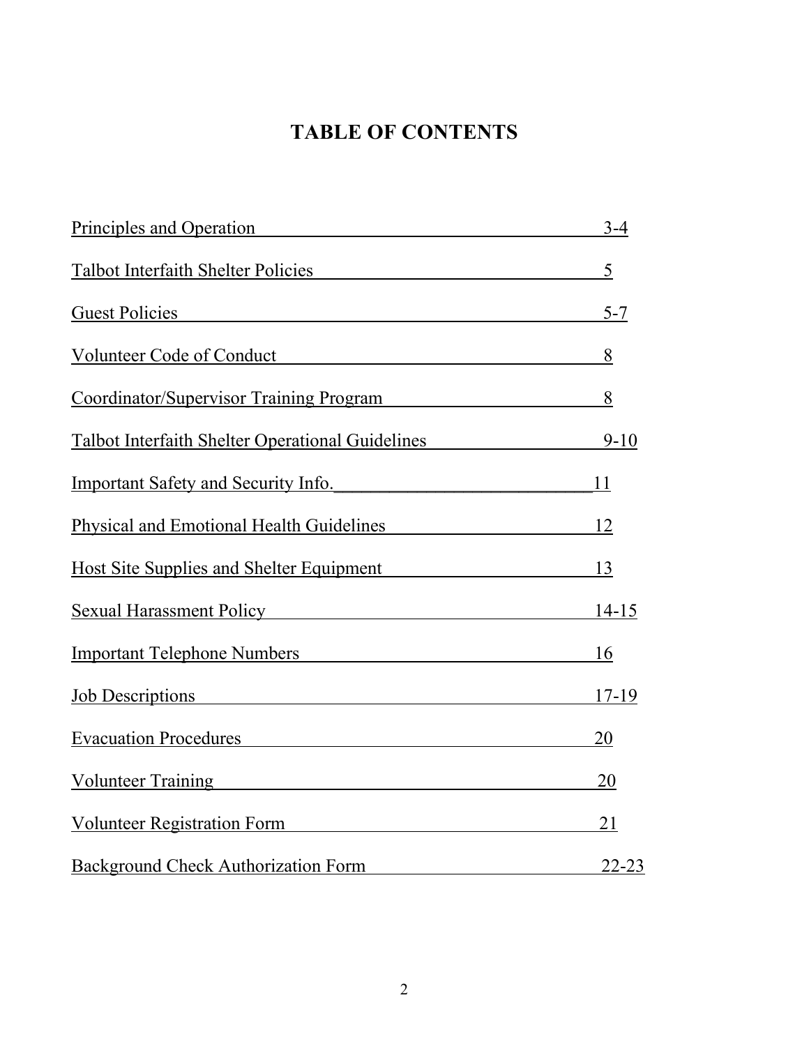# TABLE OF CONTENTS

| Section | Page |
| --- | --- |
| Principles and Operation | 3-4 |
| Talbot Interfaith Shelter Policies | 5 |
| Guest Policies | 5-7 |
| Volunteer Code of Conduct | 8 |
| Coordinator/Supervisor Training Program | 8 |
| Talbot Interfaith Shelter Operational Guidelines | 9-10 |
| Important Safety and Security Info. | 11 |
| Physical and Emotional Health Guidelines | 12 |
| Host Site Supplies and Shelter Equipment | 13 |
| Sexual Harassment Policy | 14-15 |
| Important Telephone Numbers | 16 |
| Job Descriptions | 17-19 |
| Evacuation Procedures | 20 |
| Volunteer Training | 20 |
| Volunteer Registration Form | 21 |
| Background Check Authorization Form | 22-23 |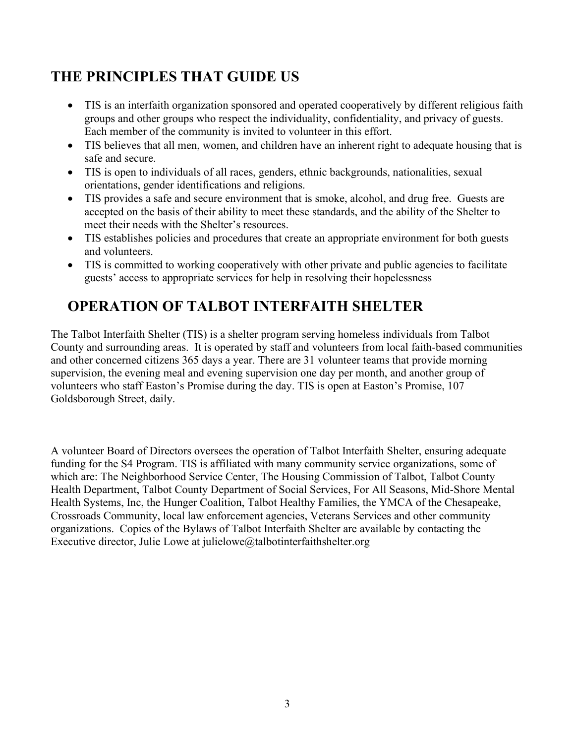## THE PRINCIPLES THAT GUIDE US

- TIS is an interfaith organization sponsored and operated cooperatively by different religious faith groups and other groups who respect the individuality, confidentiality, and privacy of guests. Each member of the community is invited to volunteer in this effort.
- TIS believes that all men, women, and children have an inherent right to adequate housing that is safe and secure.
- TIS is open to individuals of all races, genders, ethnic backgrounds, nationalities, sexual orientations, gender identifications and religions.
- TIS provides a safe and secure environment that is smoke, alcohol, and drug free. Guests are accepted on the basis of their ability to meet these standards, and the ability of the Shelter to meet their needs with the Shelter's resources.
- TIS establishes policies and procedures that create an appropriate environment for both guests and volunteers.
- TIS is committed to working cooperatively with other private and public agencies to facilitate guests' access to appropriate services for help in resolving their hopelessness

## OPERATION OF TALBOT INTERFAITH SHELTER

The Talbot Interfaith Shelter (TIS) is a shelter program serving homeless individuals from Talbot County and surrounding areas. It is operated by staff and volunteers from local faith-based communities and other concerned citizens 365 days a year. There are 31 volunteer teams that provide morning supervision, the evening meal and evening supervision one day per month, and another group of volunteers who staff Easton's Promise during the day. TIS is open at Easton's Promise, 107 Goldsborough Street, daily.

A volunteer Board of Directors oversees the operation of Talbot Interfaith Shelter, ensuring adequate funding for the S4 Program. TIS is affiliated with many community service organizations, some of which are: The Neighborhood Service Center, The Housing Commission of Talbot, Talbot County Health Department, Talbot County Department of Social Services, For All Seasons, Mid-Shore Mental Health Systems, Inc, the Hunger Coalition, Talbot Healthy Families, the YMCA of the Chesapeake, Crossroads Community, local law enforcement agencies, Veterans Services and other community organizations. Copies of the Bylaws of Talbot Interfaith Shelter are available by contacting the Executive director, Julie Lowe at julielowe@talbotinterfaithshelter.org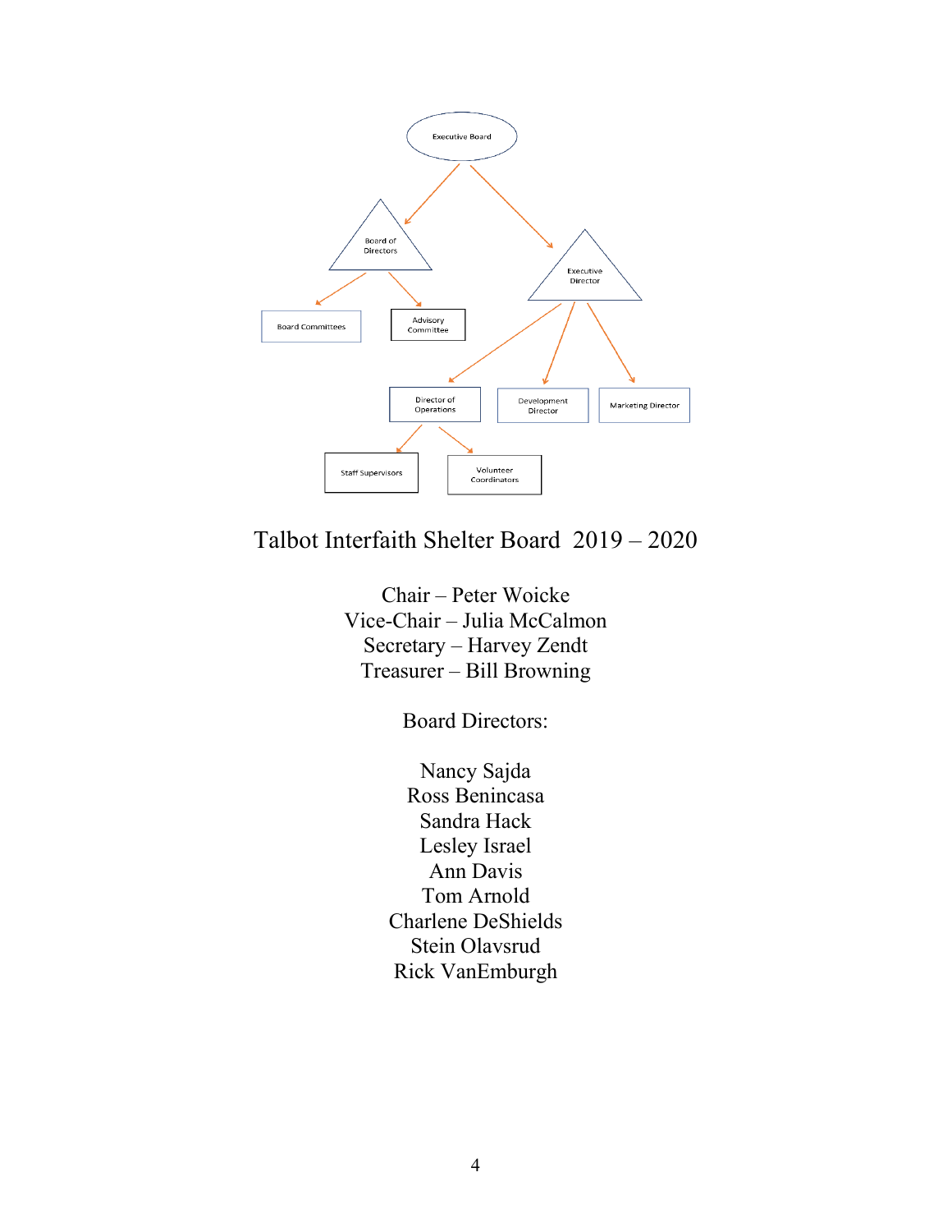Executive Board

- Board of Directors
  - Board Committees
  - Advisory Committee
- Executive Director
  - Director of Operations
    - Staff Supervisors
    - Volunteer Coordinators
  - Development Director
  - Marketing Director

# Talbot Interfaith Shelter Board 2019 – 2020

Chair – Peter Woicke
Vice-Chair – Julia McCalmon
Secretary – Harvey Zendt
Treasurer – Bill Browning

Board Directors:

Nancy Sajda
Ross Benincasa
Sandra Hack
Lesley Israel
Ann Davis
Tom Arnold
Charlene DeShields
Stein Olavsrud
Rick VanEmburgh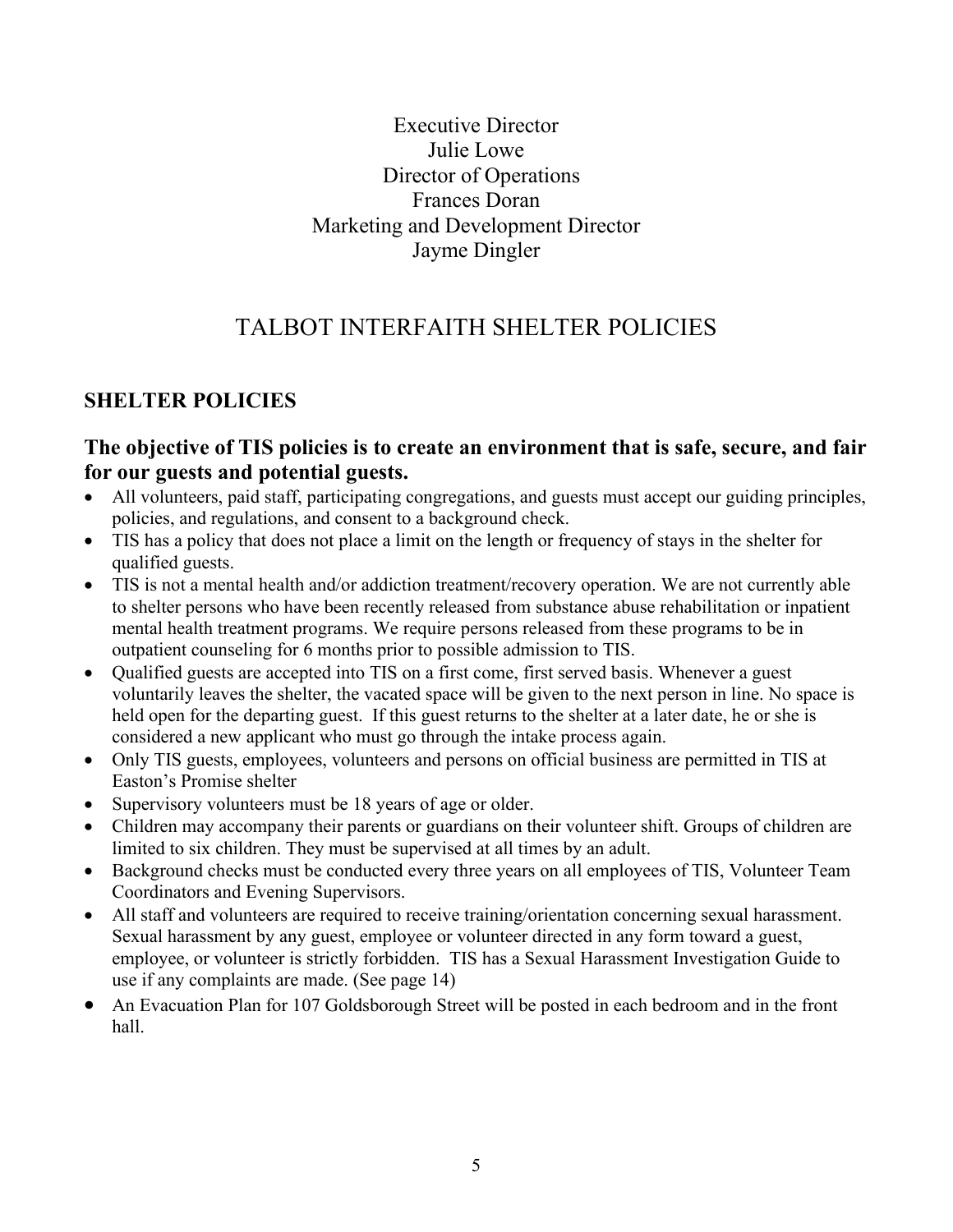Executive Director
Julie Lowe
Director of Operations
Frances Doran
Marketing and Development Director
Jayme Dingler

# TALBOT INTERFAITH SHELTER POLICIES

## SHELTER POLICIES

### The objective of TIS policies is to create an environment that is safe, secure, and fair for our guests and potential guests.

- All volunteers, paid staff, participating congregations, and guests must accept our guiding principles, policies, and regulations, and consent to a background check.
- TIS has a policy that does not place a limit on the length or frequency of stays in the shelter for qualified guests.
- TIS is not a mental health and/or addiction treatment/recovery operation. We are not currently able to shelter persons who have been recently released from substance abuse rehabilitation or inpatient mental health treatment programs. We require persons released from these programs to be in outpatient counseling for 6 months prior to possible admission to TIS.
- Qualified guests are accepted into TIS on a first come, first served basis. Whenever a guest voluntarily leaves the shelter, the vacated space will be given to the next person in line. No space is held open for the departing guest. If this guest returns to the shelter at a later date, he or she is considered a new applicant who must go through the intake process again.
- Only TIS guests, employees, volunteers and persons on official business are permitted in TIS at Easton's Promise shelter
- Supervisory volunteers must be 18 years of age or older.
- Children may accompany their parents or guardians on their volunteer shift. Groups of children are limited to six children. They must be supervised at all times by an adult.
- Background checks must be conducted every three years on all employees of TIS, Volunteer Team Coordinators and Evening Supervisors.
- All staff and volunteers are required to receive training/orientation concerning sexual harassment. Sexual harassment by any guest, employee or volunteer directed in any form toward a guest, employee, or volunteer is strictly forbidden. TIS has a Sexual Harassment Investigation Guide to use if any complaints are made. (See page 14)
- An Evacuation Plan for 107 Goldsborough Street will be posted in each bedroom and in the front hall.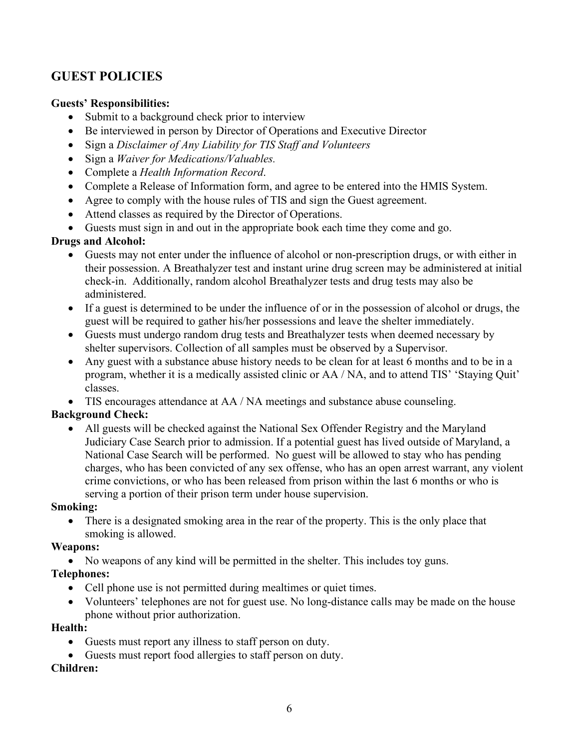## GUEST POLICIES

**Guests' Responsibilities:**

- Submit to a background check prior to interview
- Be interviewed in person by Director of Operations and Executive Director
- Sign a *Disclaimer of Any Liability for TIS Staff and Volunteers*
- Sign a *Waiver for Medications/Valuables.*
- Complete a *Health Information Record*.
- Complete a Release of Information form, and agree to be entered into the HMIS System.
- Agree to comply with the house rules of TIS and sign the Guest agreement.
- Attend classes as required by the Director of Operations.
- Guests must sign in and out in the appropriate book each time they come and go.

**Drugs and Alcohol:**

- Guests may not enter under the influence of alcohol or non-prescription drugs, or with either in their possession. A Breathalyzer test and instant urine drug screen may be administered at initial check-in. Additionally, random alcohol Breathalyzer tests and drug tests may also be administered.
- If a guest is determined to be under the influence of or in the possession of alcohol or drugs, the guest will be required to gather his/her possessions and leave the shelter immediately.
- Guests must undergo random drug tests and Breathalyzer tests when deemed necessary by shelter supervisors. Collection of all samples must be observed by a Supervisor.
- Any guest with a substance abuse history needs to be clean for at least 6 months and to be in a program, whether it is a medically assisted clinic or AA / NA, and to attend TIS' 'Staying Quit' classes.
- TIS encourages attendance at AA / NA meetings and substance abuse counseling.

**Background Check:**

- All guests will be checked against the National Sex Offender Registry and the Maryland Judiciary Case Search prior to admission. If a potential guest has lived outside of Maryland, a National Case Search will be performed. No guest will be allowed to stay who has pending charges, who has been convicted of any sex offense, who has an open arrest warrant, any violent crime convictions, or who has been released from prison within the last 6 months or who is serving a portion of their prison term under house supervision.

**Smoking:**

- There is a designated smoking area in the rear of the property. This is the only place that smoking is allowed.

**Weapons:**

- No weapons of any kind will be permitted in the shelter. This includes toy guns.

**Telephones:**

- Cell phone use is not permitted during mealtimes or quiet times.
- Volunteers' telephones are not for guest use. No long-distance calls may be made on the house phone without prior authorization.

**Health:**

- Guests must report any illness to staff person on duty.
- Guests must report food allergies to staff person on duty.

**Children:**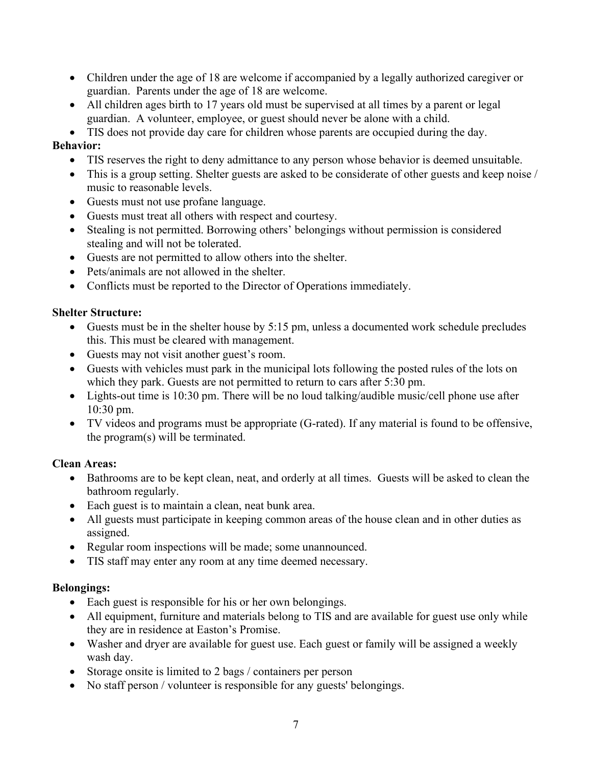- Children under the age of 18 are welcome if accompanied by a legally authorized caregiver or guardian. Parents under the age of 18 are welcome.
- All children ages birth to 17 years old must be supervised at all times by a parent or legal guardian. A volunteer, employee, or guest should never be alone with a child.
- TIS does not provide day care for children whose parents are occupied during the day.

**Behavior:**

- TIS reserves the right to deny admittance to any person whose behavior is deemed unsuitable.
- This is a group setting. Shelter guests are asked to be considerate of other guests and keep noise / music to reasonable levels.
- Guests must not use profane language.
- Guests must treat all others with respect and courtesy.
- Stealing is not permitted. Borrowing others' belongings without permission is considered stealing and will not be tolerated.
- Guests are not permitted to allow others into the shelter.
- Pets/animals are not allowed in the shelter.
- Conflicts must be reported to the Director of Operations immediately.

**Shelter Structure:**

- Guests must be in the shelter house by 5:15 pm, unless a documented work schedule precludes this. This must be cleared with management.
- Guests may not visit another guest's room.
- Guests with vehicles must park in the municipal lots following the posted rules of the lots on which they park. Guests are not permitted to return to cars after 5:30 pm.
- Lights-out time is 10:30 pm. There will be no loud talking/audible music/cell phone use after 10:30 pm.
- TV videos and programs must be appropriate (G-rated). If any material is found to be offensive, the program(s) will be terminated.

**Clean Areas:**

- Bathrooms are to be kept clean, neat, and orderly at all times. Guests will be asked to clean the bathroom regularly.
- Each guest is to maintain a clean, neat bunk area.
- All guests must participate in keeping common areas of the house clean and in other duties as assigned.
- Regular room inspections will be made; some unannounced.
- TIS staff may enter any room at any time deemed necessary.

**Belongings:**

- Each guest is responsible for his or her own belongings.
- All equipment, furniture and materials belong to TIS and are available for guest use only while they are in residence at Easton's Promise.
- Washer and dryer are available for guest use. Each guest or family will be assigned a weekly wash day.
- Storage onsite is limited to 2 bags / containers per person
- No staff person / volunteer is responsible for any guests' belongings.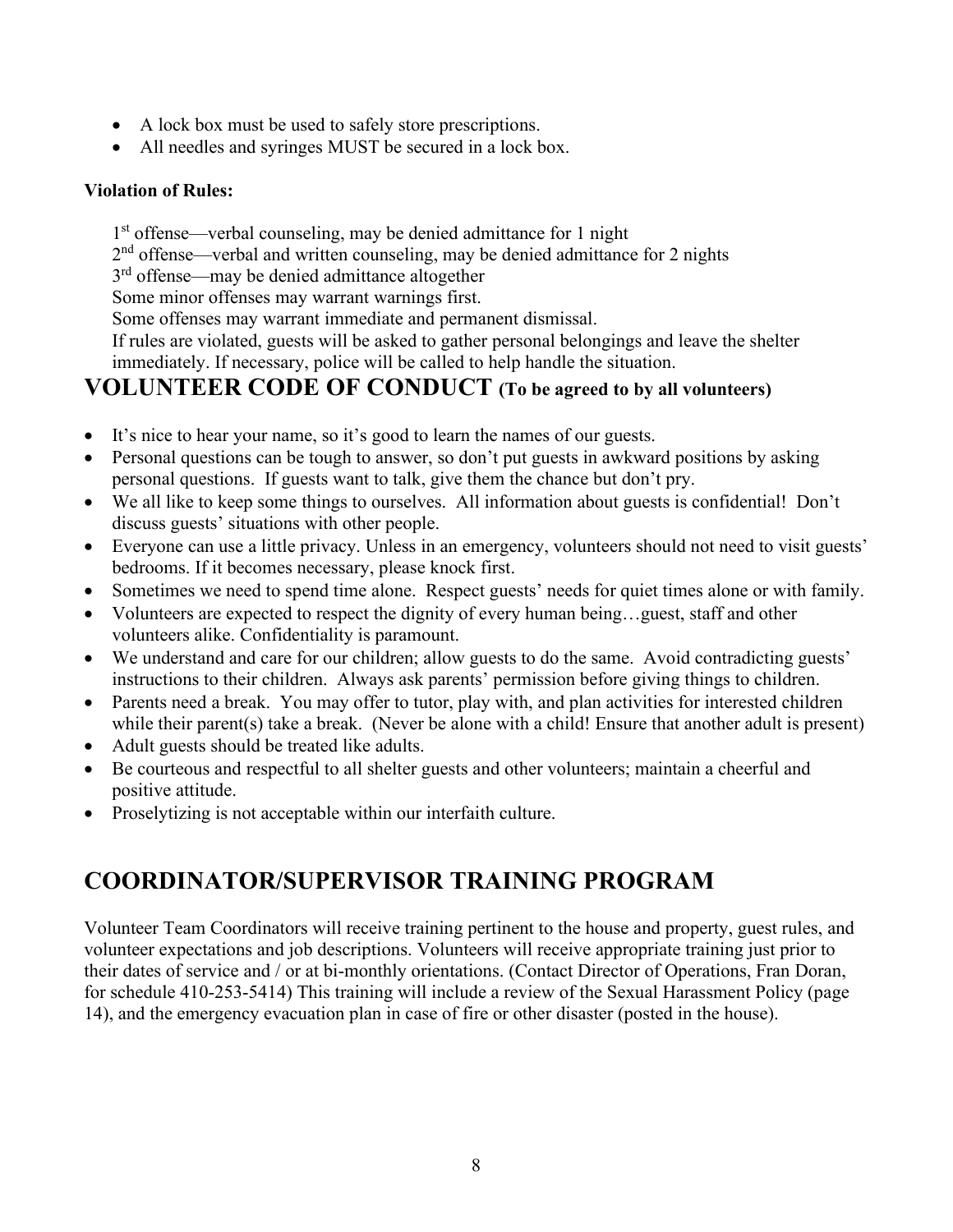- A lock box must be used to safely store prescriptions.
- All needles and syringes MUST be secured in a lock box.

**Violation of Rules:**

1st offense—verbal counseling, may be denied admittance for 1 night
2nd offense—verbal and written counseling, may be denied admittance for 2 nights
3rd offense—may be denied admittance altogether
Some minor offenses may warrant warnings first.
Some offenses may warrant immediate and permanent dismissal.
If rules are violated, guests will be asked to gather personal belongings and leave the shelter immediately. If necessary, police will be called to help handle the situation.

# VOLUNTEER CODE OF CONDUCT (To be agreed to by all volunteers)

- It's nice to hear your name, so it's good to learn the names of our guests.
- Personal questions can be tough to answer, so don't put guests in awkward positions by asking personal questions. If guests want to talk, give them the chance but don't pry.
- We all like to keep some things to ourselves. All information about guests is confidential! Don't discuss guests' situations with other people.
- Everyone can use a little privacy. Unless in an emergency, volunteers should not need to visit guests' bedrooms. If it becomes necessary, please knock first.
- Sometimes we need to spend time alone. Respect guests' needs for quiet times alone or with family.
- Volunteers are expected to respect the dignity of every human being…guest, staff and other volunteers alike. Confidentiality is paramount.
- We understand and care for our children; allow guests to do the same. Avoid contradicting guests' instructions to their children. Always ask parents' permission before giving things to children.
- Parents need a break. You may offer to tutor, play with, and plan activities for interested children while their parent(s) take a break. (Never be alone with a child! Ensure that another adult is present)
- Adult guests should be treated like adults.
- Be courteous and respectful to all shelter guests and other volunteers; maintain a cheerful and positive attitude.
- Proselytizing is not acceptable within our interfaith culture.

# COORDINATOR/SUPERVISOR TRAINING PROGRAM

Volunteer Team Coordinators will receive training pertinent to the house and property, guest rules, and volunteer expectations and job descriptions. Volunteers will receive appropriate training just prior to their dates of service and / or at bi-monthly orientations. (Contact Director of Operations, Fran Doran, for schedule 410-253-5414) This training will include a review of the Sexual Harassment Policy (page 14), and the emergency evacuation plan in case of fire or other disaster (posted in the house).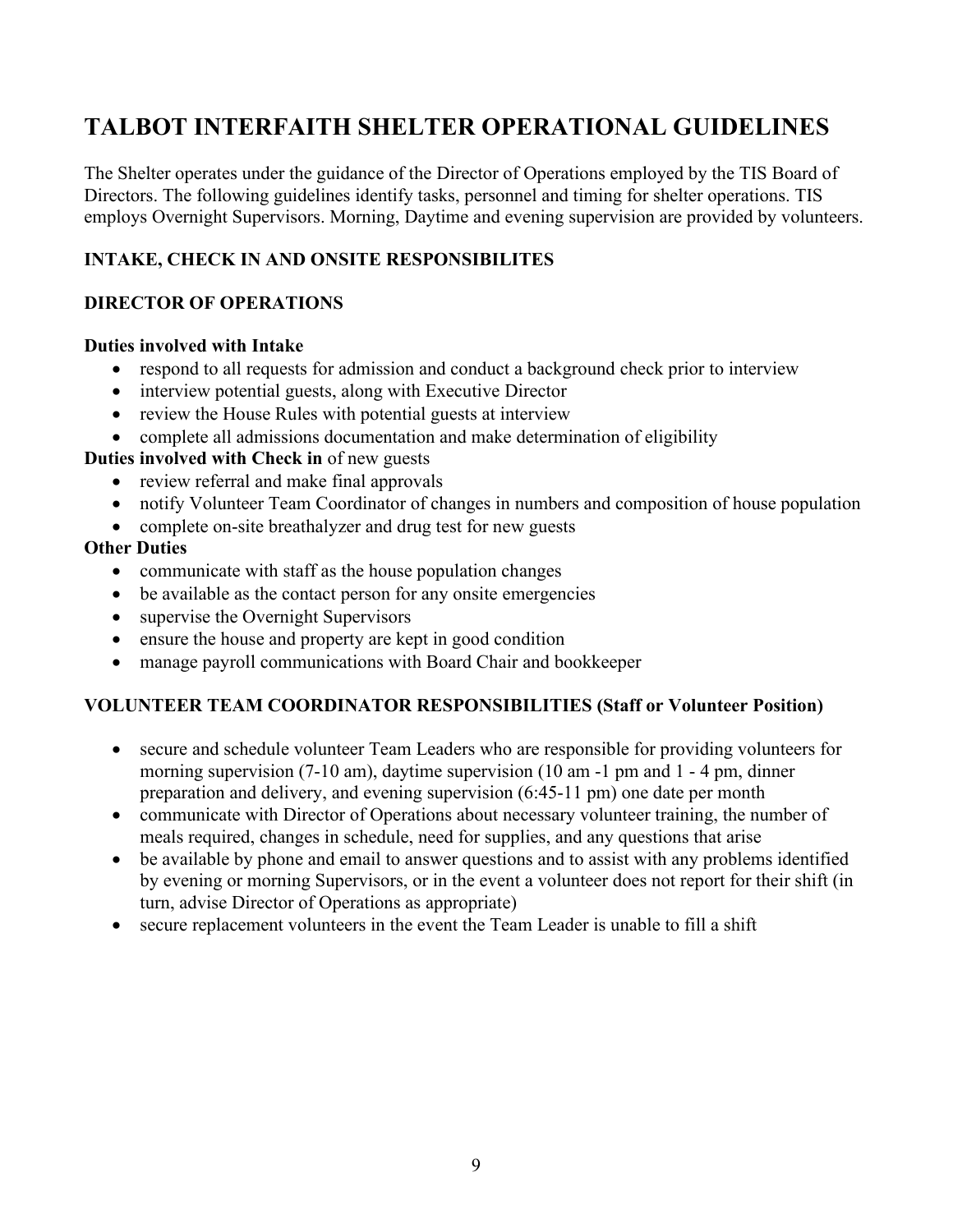# TALBOT INTERFAITH SHELTER OPERATIONAL GUIDELINES

The Shelter operates under the guidance of the Director of Operations employed by the TIS Board of Directors. The following guidelines identify tasks, personnel and timing for shelter operations. TIS employs Overnight Supervisors. Morning, Daytime and evening supervision are provided by volunteers.

### INTAKE, CHECK IN AND ONSITE RESPONSIBILITES

### DIRECTOR OF OPERATIONS

**Duties involved with Intake**

- respond to all requests for admission and conduct a background check prior to interview
- interview potential guests, along with Executive Director
- review the House Rules with potential guests at interview
- complete all admissions documentation and make determination of eligibility

**Duties involved with Check in** of new guests

- review referral and make final approvals
- notify Volunteer Team Coordinator of changes in numbers and composition of house population
- complete on-site breathalyzer and drug test for new guests

**Other Duties**

- communicate with staff as the house population changes
- be available as the contact person for any onsite emergencies
- supervise the Overnight Supervisors
- ensure the house and property are kept in good condition
- manage payroll communications with Board Chair and bookkeeper

### VOLUNTEER TEAM COORDINATOR RESPONSIBILITIES (Staff or Volunteer Position)

- secure and schedule volunteer Team Leaders who are responsible for providing volunteers for morning supervision (7-10 am), daytime supervision (10 am -1 pm and 1 - 4 pm, dinner preparation and delivery, and evening supervision (6:45-11 pm) one date per month
- communicate with Director of Operations about necessary volunteer training, the number of meals required, changes in schedule, need for supplies, and any questions that arise
- be available by phone and email to answer questions and to assist with any problems identified by evening or morning Supervisors, or in the event a volunteer does not report for their shift (in turn, advise Director of Operations as appropriate)
- secure replacement volunteers in the event the Team Leader is unable to fill a shift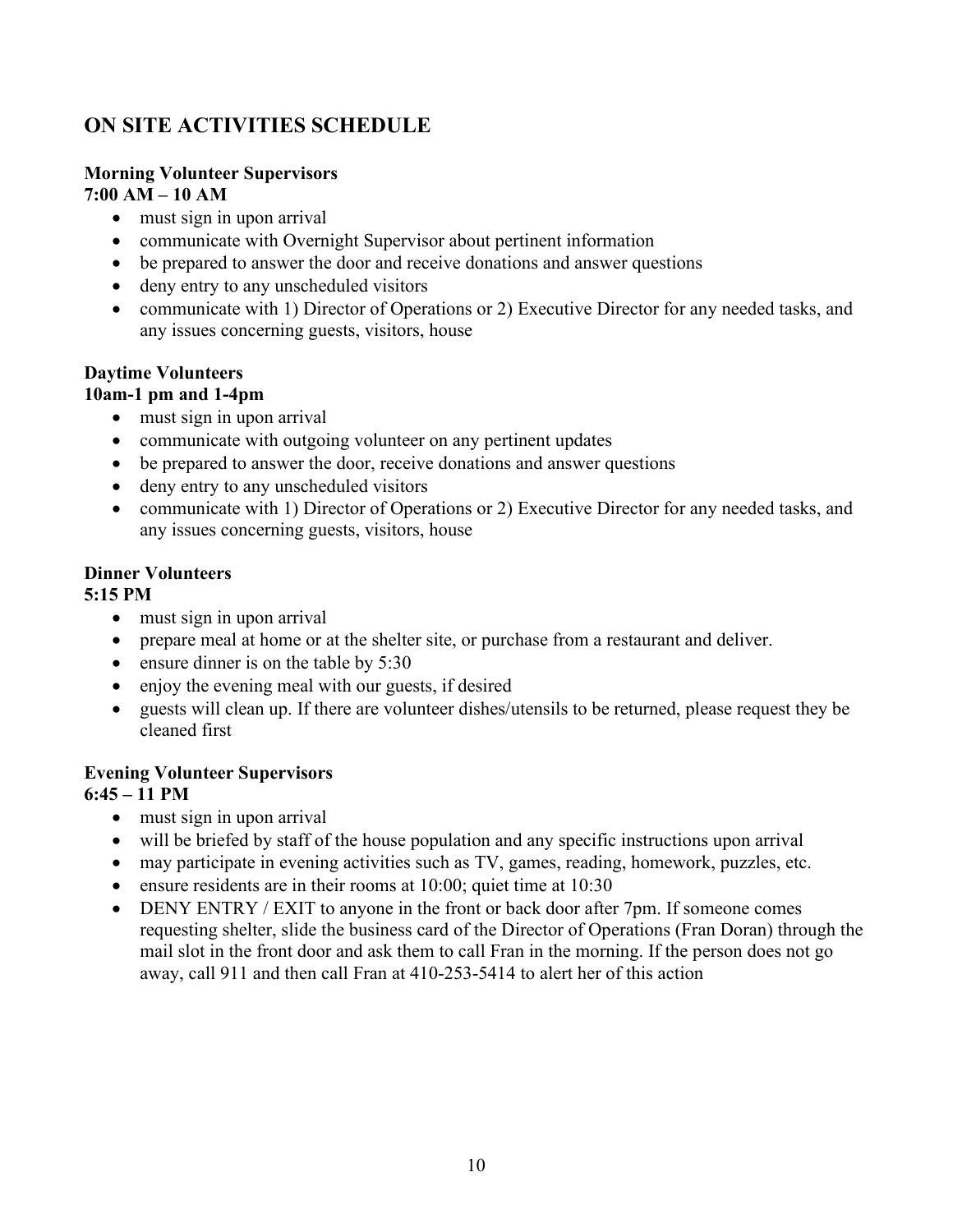## ON SITE ACTIVITIES SCHEDULE

**Morning Volunteer Supervisors**
**7:00 AM – 10 AM**

- must sign in upon arrival
- communicate with Overnight Supervisor about pertinent information
- be prepared to answer the door and receive donations and answer questions
- deny entry to any unscheduled visitors
- communicate with 1) Director of Operations or 2) Executive Director for any needed tasks, and any issues concerning guests, visitors, house

**Daytime Volunteers**
**10am-1 pm and 1-4pm**

- must sign in upon arrival
- communicate with outgoing volunteer on any pertinent updates
- be prepared to answer the door, receive donations and answer questions
- deny entry to any unscheduled visitors
- communicate with 1) Director of Operations or 2) Executive Director for any needed tasks, and any issues concerning guests, visitors, house

**Dinner Volunteers**
**5:15 PM**

- must sign in upon arrival
- prepare meal at home or at the shelter site, or purchase from a restaurant and deliver.
- ensure dinner is on the table by 5:30
- enjoy the evening meal with our guests, if desired
- guests will clean up. If there are volunteer dishes/utensils to be returned, please request they be cleaned first

**Evening Volunteer Supervisors**
**6:45 – 11 PM**

- must sign in upon arrival
- will be briefed by staff of the house population and any specific instructions upon arrival
- may participate in evening activities such as TV, games, reading, homework, puzzles, etc.
- ensure residents are in their rooms at 10:00; quiet time at 10:30
- DENY ENTRY / EXIT to anyone in the front or back door after 7pm. If someone comes requesting shelter, slide the business card of the Director of Operations (Fran Doran) through the mail slot in the front door and ask them to call Fran in the morning. If the person does not go away, call 911 and then call Fran at 410-253-5414 to alert her of this action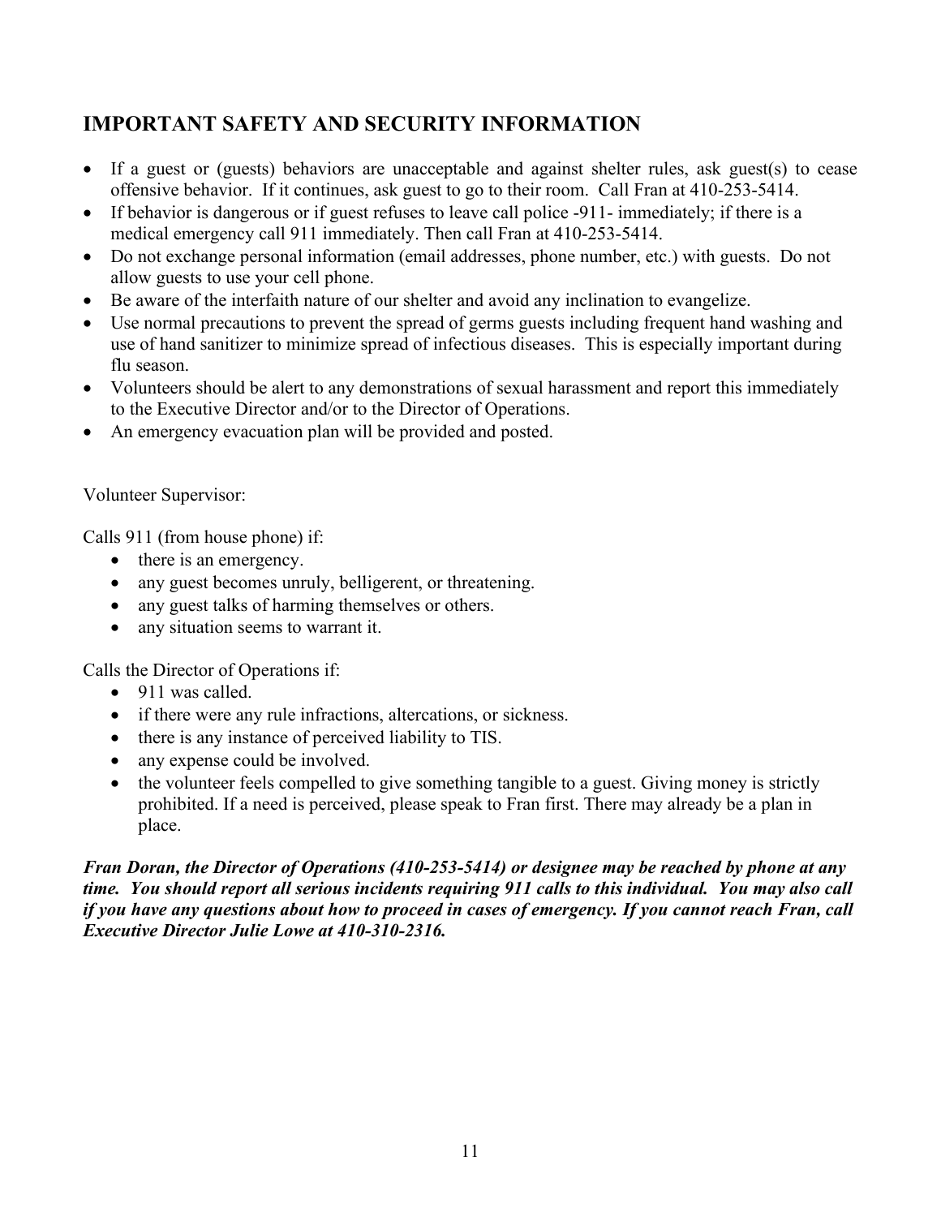## IMPORTANT SAFETY AND SECURITY INFORMATION

- If a guest or (guests) behaviors are unacceptable and against shelter rules, ask guest(s) to cease offensive behavior. If it continues, ask guest to go to their room. Call Fran at 410-253-5414.
- If behavior is dangerous or if guest refuses to leave call police -911- immediately; if there is a medical emergency call 911 immediately. Then call Fran at 410-253-5414.
- Do not exchange personal information (email addresses, phone number, etc.) with guests. Do not allow guests to use your cell phone.
- Be aware of the interfaith nature of our shelter and avoid any inclination to evangelize.
- Use normal precautions to prevent the spread of germs guests including frequent hand washing and use of hand sanitizer to minimize spread of infectious diseases. This is especially important during flu season.
- Volunteers should be alert to any demonstrations of sexual harassment and report this immediately to the Executive Director and/or to the Director of Operations.
- An emergency evacuation plan will be provided and posted.

Volunteer Supervisor:

Calls 911 (from house phone) if:

- there is an emergency.
- any guest becomes unruly, belligerent, or threatening.
- any guest talks of harming themselves or others.
- any situation seems to warrant it.

Calls the Director of Operations if:

- 911 was called.
- if there were any rule infractions, altercations, or sickness.
- there is any instance of perceived liability to TIS.
- any expense could be involved.
- the volunteer feels compelled to give something tangible to a guest. Giving money is strictly prohibited. If a need is perceived, please speak to Fran first. There may already be a plan in place.

***Fran Doran, the Director of Operations (410-253-5414) or designee may be reached by phone at any time. You should report all serious incidents requiring 911 calls to this individual. You may also call if you have any questions about how to proceed in cases of emergency. If you cannot reach Fran, call Executive Director Julie Lowe at 410-310-2316.***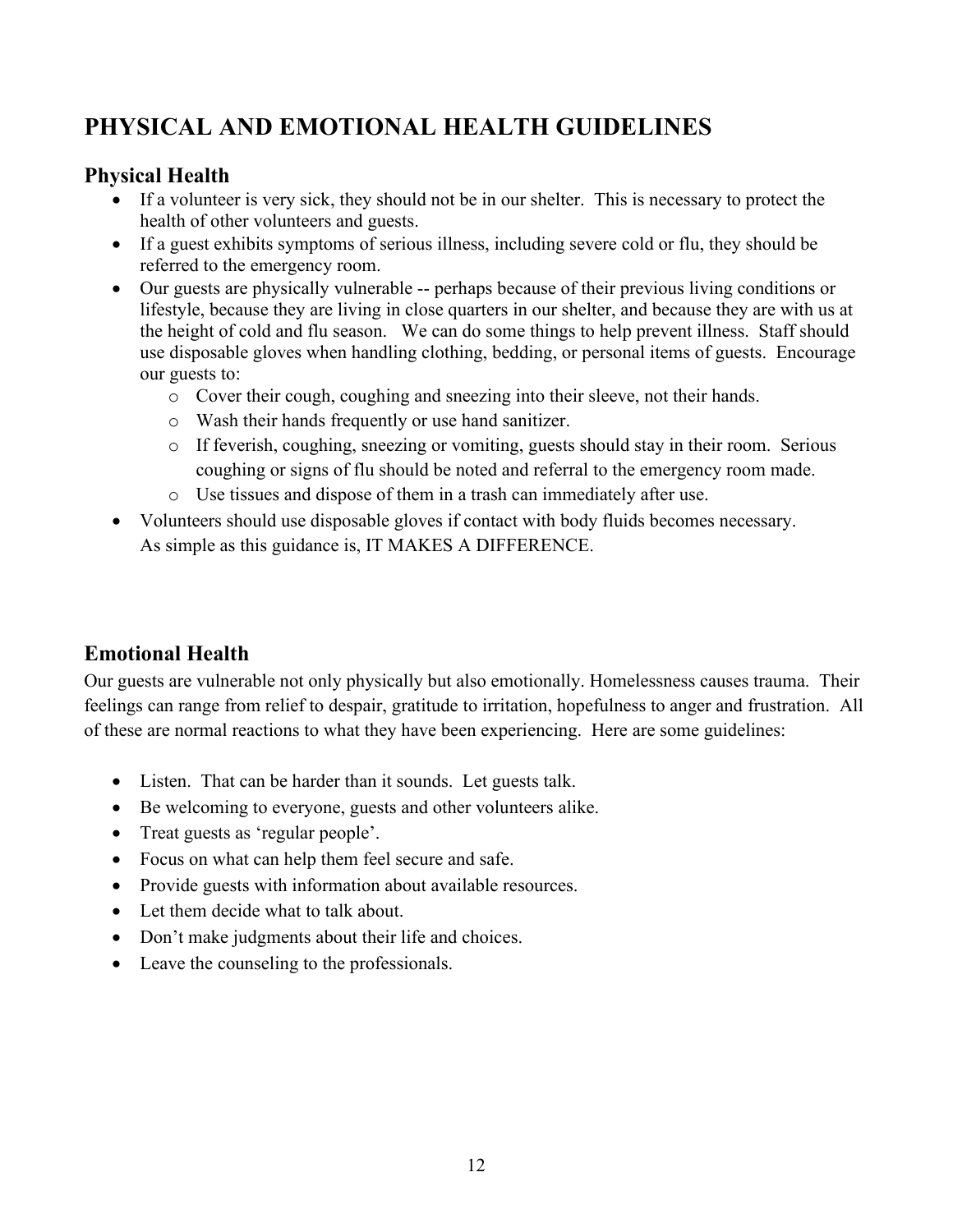# PHYSICAL AND EMOTIONAL HEALTH GUIDELINES

## Physical Health

- If a volunteer is very sick, they should not be in our shelter. This is necessary to protect the health of other volunteers and guests.
- If a guest exhibits symptoms of serious illness, including severe cold or flu, they should be referred to the emergency room.
- Our guests are physically vulnerable -- perhaps because of their previous living conditions or lifestyle, because they are living in close quarters in our shelter, and because they are with us at the height of cold and flu season. We can do some things to help prevent illness. Staff should use disposable gloves when handling clothing, bedding, or personal items of guests. Encourage our guests to:
  - Cover their cough, coughing and sneezing into their sleeve, not their hands.
  - Wash their hands frequently or use hand sanitizer.
  - If feverish, coughing, sneezing or vomiting, guests should stay in their room. Serious coughing or signs of flu should be noted and referral to the emergency room made.
  - Use tissues and dispose of them in a trash can immediately after use.
- Volunteers should use disposable gloves if contact with body fluids becomes necessary.
  As simple as this guidance is, IT MAKES A DIFFERENCE.

## Emotional Health

Our guests are vulnerable not only physically but also emotionally. Homelessness causes trauma. Their feelings can range from relief to despair, gratitude to irritation, hopefulness to anger and frustration. All of these are normal reactions to what they have been experiencing. Here are some guidelines:

- Listen. That can be harder than it sounds. Let guests talk.
- Be welcoming to everyone, guests and other volunteers alike.
- Treat guests as 'regular people'.
- Focus on what can help them feel secure and safe.
- Provide guests with information about available resources.
- Let them decide what to talk about.
- Don't make judgments about their life and choices.
- Leave the counseling to the professionals.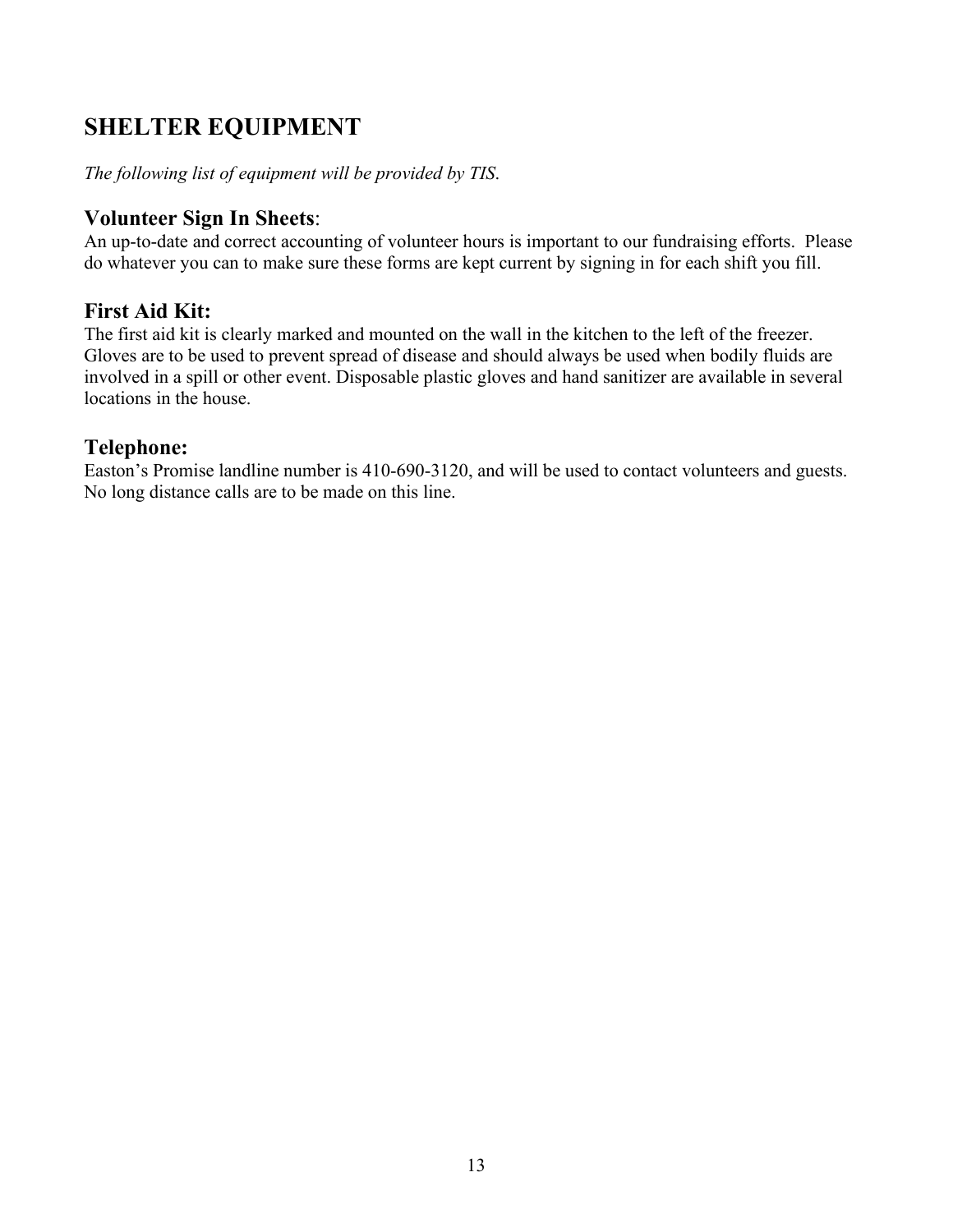## SHELTER EQUIPMENT

*The following list of equipment will be provided by TIS.*

### **Volunteer Sign In Sheets**:

An up-to-date and correct accounting of volunteer hours is important to our fundraising efforts. Please do whatever you can to make sure these forms are kept current by signing in for each shift you fill.

### First Aid Kit:

The first aid kit is clearly marked and mounted on the wall in the kitchen to the left of the freezer. Gloves are to be used to prevent spread of disease and should always be used when bodily fluids are involved in a spill or other event. Disposable plastic gloves and hand sanitizer are available in several locations in the house.

### Telephone:

Easton's Promise landline number is 410-690-3120, and will be used to contact volunteers and guests. No long distance calls are to be made on this line.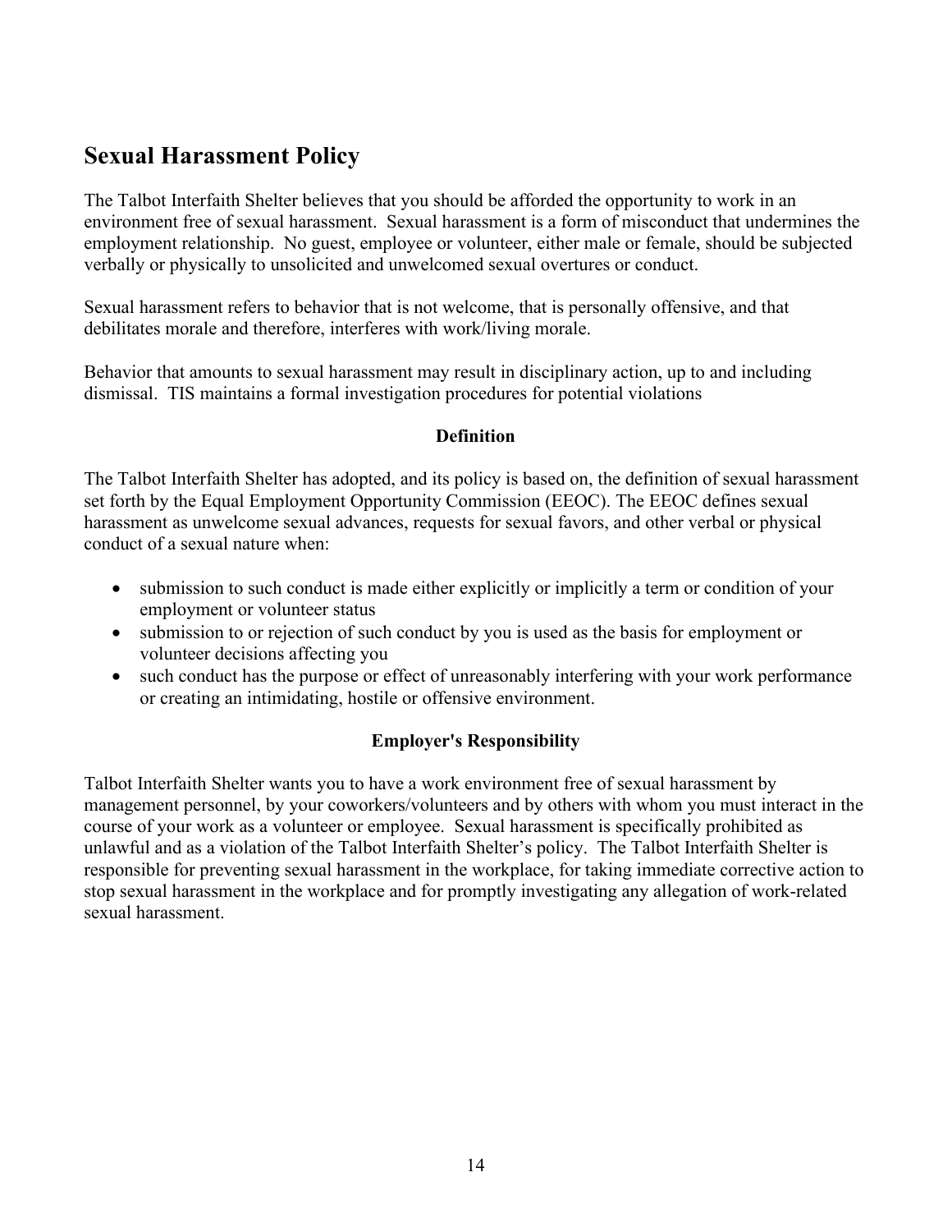## Sexual Harassment Policy

The Talbot Interfaith Shelter believes that you should be afforded the opportunity to work in an environment free of sexual harassment. Sexual harassment is a form of misconduct that undermines the employment relationship. No guest, employee or volunteer, either male or female, should be subjected verbally or physically to unsolicited and unwelcomed sexual overtures or conduct.

Sexual harassment refers to behavior that is not welcome, that is personally offensive, and that debilitates morale and therefore, interferes with work/living morale.

Behavior that amounts to sexual harassment may result in disciplinary action, up to and including dismissal. TIS maintains a formal investigation procedures for potential violations

**Definition**

The Talbot Interfaith Shelter has adopted, and its policy is based on, the definition of sexual harassment set forth by the Equal Employment Opportunity Commission (EEOC). The EEOC defines sexual harassment as unwelcome sexual advances, requests for sexual favors, and other verbal or physical conduct of a sexual nature when:

- submission to such conduct is made either explicitly or implicitly a term or condition of your employment or volunteer status
- submission to or rejection of such conduct by you is used as the basis for employment or volunteer decisions affecting you
- such conduct has the purpose or effect of unreasonably interfering with your work performance or creating an intimidating, hostile or offensive environment.

**Employer's Responsibility**

Talbot Interfaith Shelter wants you to have a work environment free of sexual harassment by management personnel, by your coworkers/volunteers and by others with whom you must interact in the course of your work as a volunteer or employee. Sexual harassment is specifically prohibited as unlawful and as a violation of the Talbot Interfaith Shelter's policy. The Talbot Interfaith Shelter is responsible for preventing sexual harassment in the workplace, for taking immediate corrective action to stop sexual harassment in the workplace and for promptly investigating any allegation of work-related sexual harassment.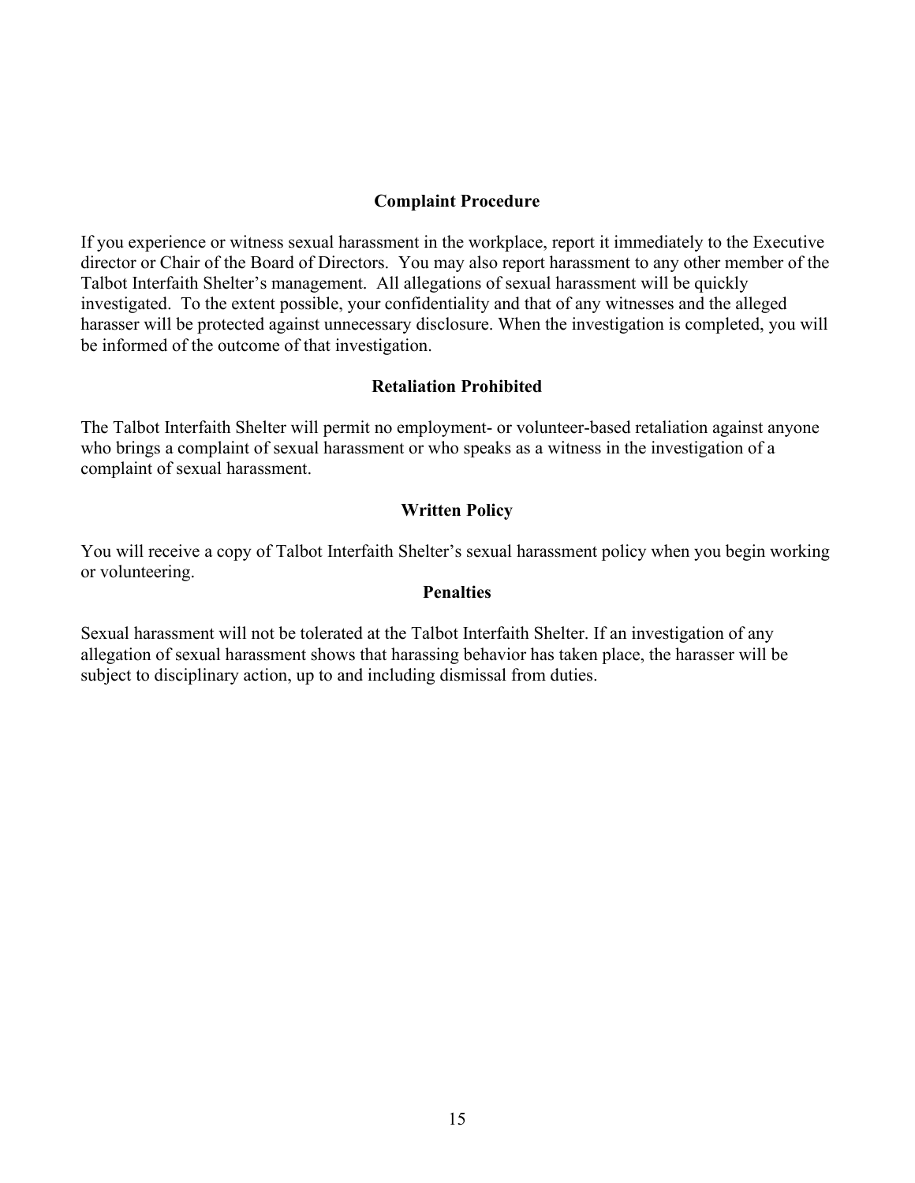### Complaint Procedure

If you experience or witness sexual harassment in the workplace, report it immediately to the Executive director or Chair of the Board of Directors. You may also report harassment to any other member of the Talbot Interfaith Shelter's management. All allegations of sexual harassment will be quickly investigated. To the extent possible, your confidentiality and that of any witnesses and the alleged harasser will be protected against unnecessary disclosure. When the investigation is completed, you will be informed of the outcome of that investigation.

### Retaliation Prohibited

The Talbot Interfaith Shelter will permit no employment- or volunteer-based retaliation against anyone who brings a complaint of sexual harassment or who speaks as a witness in the investigation of a complaint of sexual harassment.

### Written Policy

You will receive a copy of Talbot Interfaith Shelter's sexual harassment policy when you begin working or volunteering.

### Penalties

Sexual harassment will not be tolerated at the Talbot Interfaith Shelter. If an investigation of any allegation of sexual harassment shows that harassing behavior has taken place, the harasser will be subject to disciplinary action, up to and including dismissal from duties.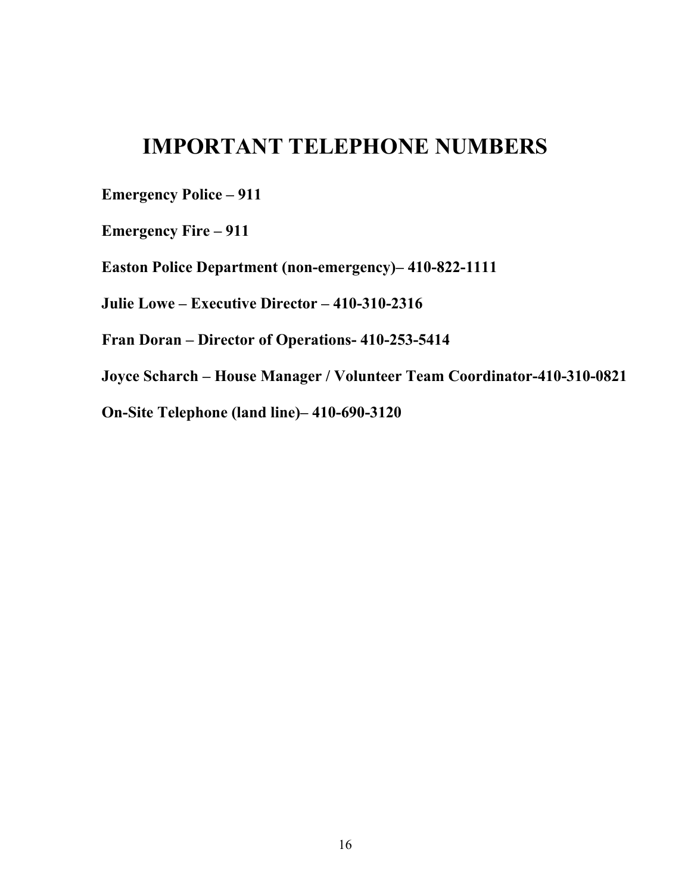# IMPORTANT TELEPHONE NUMBERS

**Emergency Police – 911**

**Emergency Fire – 911**

**Easton Police Department (non-emergency)– 410-822-1111**

**Julie Lowe – Executive Director – 410-310-2316**

**Fran Doran – Director of Operations- 410-253-5414**

**Joyce Scharch – House Manager / Volunteer Team Coordinator-410-310-0821**

**On-Site Telephone (land line)– 410-690-3120**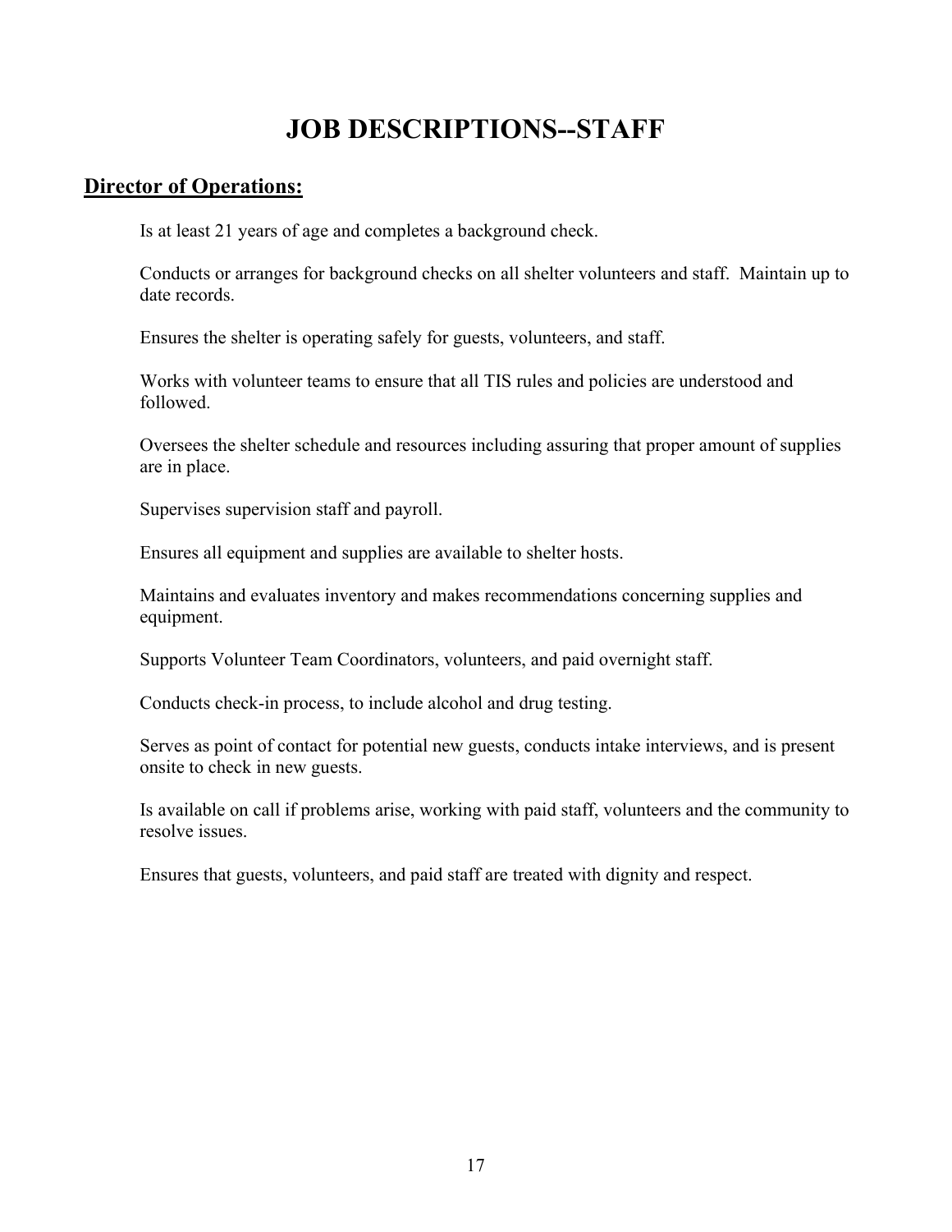# JOB DESCRIPTIONS--STAFF

## Director of Operations:

Is at least 21 years of age and completes a background check.

Conducts or arranges for background checks on all shelter volunteers and staff. Maintain up to date records.

Ensures the shelter is operating safely for guests, volunteers, and staff.

Works with volunteer teams to ensure that all TIS rules and policies are understood and followed.

Oversees the shelter schedule and resources including assuring that proper amount of supplies are in place.

Supervises supervision staff and payroll.

Ensures all equipment and supplies are available to shelter hosts.

Maintains and evaluates inventory and makes recommendations concerning supplies and equipment.

Supports Volunteer Team Coordinators, volunteers, and paid overnight staff.

Conducts check-in process, to include alcohol and drug testing.

Serves as point of contact for potential new guests, conducts intake interviews, and is present onsite to check in new guests.

Is available on call if problems arise, working with paid staff, volunteers and the community to resolve issues.

Ensures that guests, volunteers, and paid staff are treated with dignity and respect.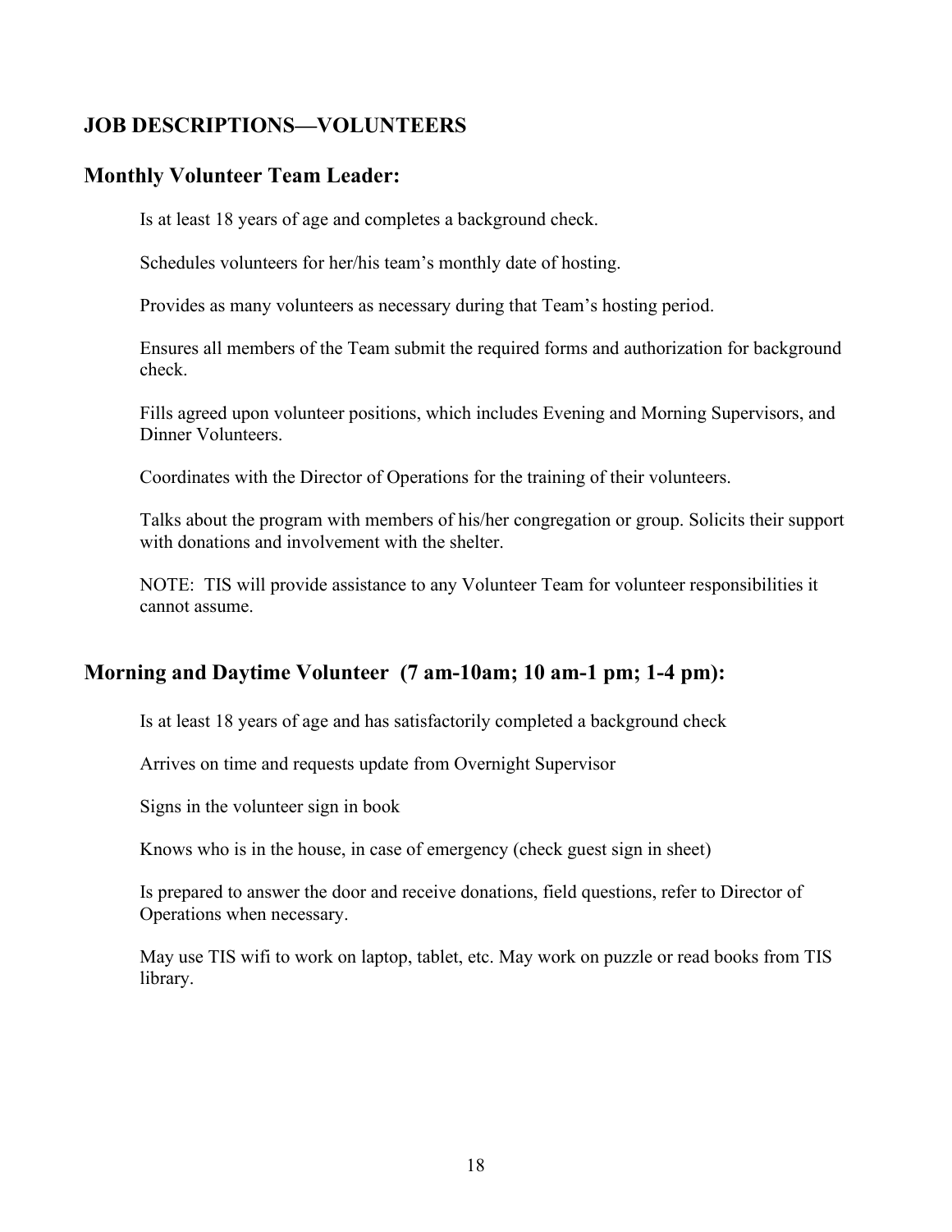# JOB DESCRIPTIONS—VOLUNTEERS

## Monthly Volunteer Team Leader:

Is at least 18 years of age and completes a background check.

Schedules volunteers for her/his team's monthly date of hosting.

Provides as many volunteers as necessary during that Team's hosting period.

Ensures all members of the Team submit the required forms and authorization for background check.

Fills agreed upon volunteer positions, which includes Evening and Morning Supervisors, and Dinner Volunteers.

Coordinates with the Director of Operations for the training of their volunteers.

Talks about the program with members of his/her congregation or group. Solicits their support with donations and involvement with the shelter.

NOTE: TIS will provide assistance to any Volunteer Team for volunteer responsibilities it cannot assume.

## Morning and Daytime Volunteer (7 am-10am; 10 am-1 pm; 1-4 pm):

Is at least 18 years of age and has satisfactorily completed a background check

Arrives on time and requests update from Overnight Supervisor

Signs in the volunteer sign in book

Knows who is in the house, in case of emergency (check guest sign in sheet)

Is prepared to answer the door and receive donations, field questions, refer to Director of Operations when necessary.

May use TIS wifi to work on laptop, tablet, etc. May work on puzzle or read books from TIS library.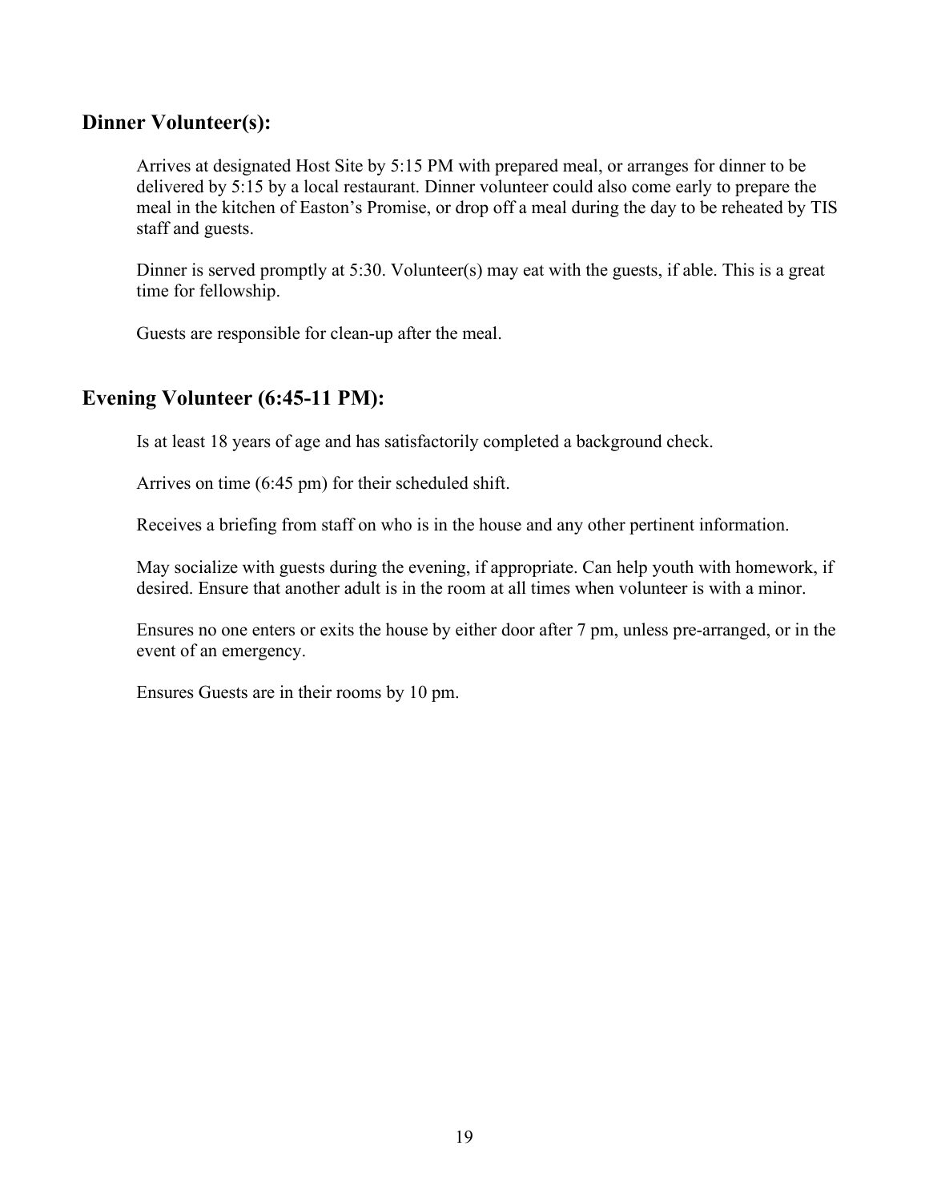## Dinner Volunteer(s):

Arrives at designated Host Site by 5:15 PM with prepared meal, or arranges for dinner to be delivered by 5:15 by a local restaurant. Dinner volunteer could also come early to prepare the meal in the kitchen of Easton's Promise, or drop off a meal during the day to be reheated by TIS staff and guests.

Dinner is served promptly at 5:30. Volunteer(s) may eat with the guests, if able. This is a great time for fellowship.

Guests are responsible for clean-up after the meal.

## Evening Volunteer (6:45-11 PM):

Is at least 18 years of age and has satisfactorily completed a background check.

Arrives on time (6:45 pm) for their scheduled shift.

Receives a briefing from staff on who is in the house and any other pertinent information.

May socialize with guests during the evening, if appropriate. Can help youth with homework, if desired. Ensure that another adult is in the room at all times when volunteer is with a minor.

Ensures no one enters or exits the house by either door after 7 pm, unless pre-arranged, or in the event of an emergency.

Ensures Guests are in their rooms by 10 pm.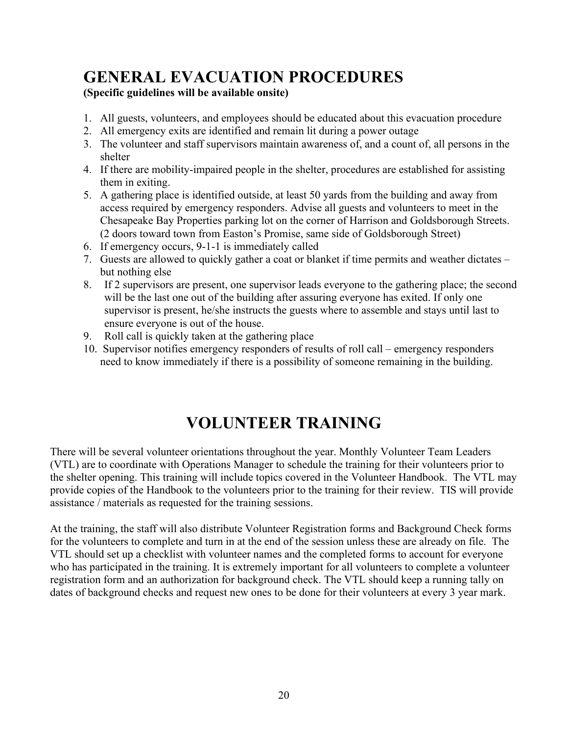# GENERAL EVACUATION PROCEDURES

**(Specific guidelines will be available onsite)**

1. All guests, volunteers, and employees should be educated about this evacuation procedure
2. All emergency exits are identified and remain lit during a power outage
3. The volunteer and staff supervisors maintain awareness of, and a count of, all persons in the shelter
4. If there are mobility-impaired people in the shelter, procedures are established for assisting them in exiting.
5. A gathering place is identified outside, at least 50 yards from the building and away from access required by emergency responders. Advise all guests and volunteers to meet in the Chesapeake Bay Properties parking lot on the corner of Harrison and Goldsborough Streets. (2 doors toward town from Easton's Promise, same side of Goldsborough Street)
6. If emergency occurs, 9-1-1 is immediately called
7. Guests are allowed to quickly gather a coat or blanket if time permits and weather dictates – but nothing else
8. If 2 supervisors are present, one supervisor leads everyone to the gathering place; the second will be the last one out of the building after assuring everyone has exited. If only one supervisor is present, he/she instructs the guests where to assemble and stays until last to ensure everyone is out of the house.
9. Roll call is quickly taken at the gathering place
10. Supervisor notifies emergency responders of results of roll call – emergency responders need to know immediately if there is a possibility of someone remaining in the building.

# VOLUNTEER TRAINING

There will be several volunteer orientations throughout the year. Monthly Volunteer Team Leaders (VTL) are to coordinate with Operations Manager to schedule the training for their volunteers prior to the shelter opening. This training will include topics covered in the Volunteer Handbook. The VTL may provide copies of the Handbook to the volunteers prior to the training for their review. TIS will provide assistance / materials as requested for the training sessions.

At the training, the staff will also distribute Volunteer Registration forms and Background Check forms for the volunteers to complete and turn in at the end of the session unless these are already on file. The VTL should set up a checklist with volunteer names and the completed forms to account for everyone who has participated in the training. It is extremely important for all volunteers to complete a volunteer registration form and an authorization for background check. The VTL should keep a running tally on dates of background checks and request new ones to be done for their volunteers at every 3 year mark.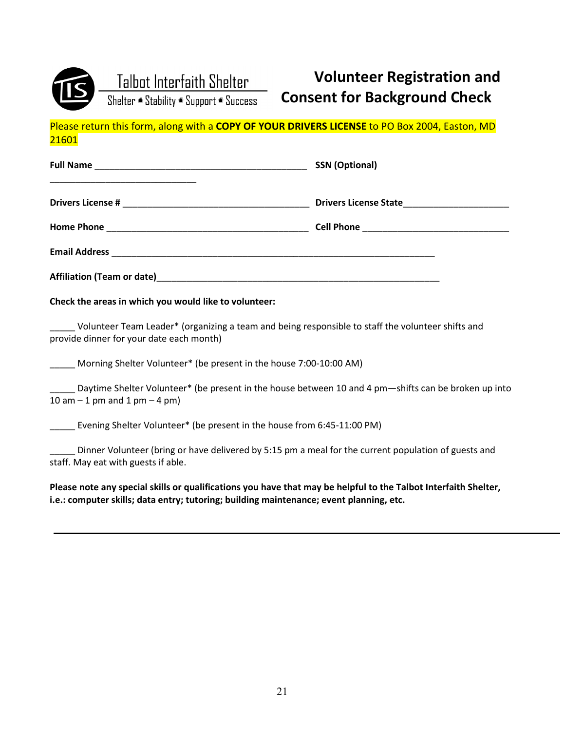Talbot Interfaith Shelter

Shelter • Stability • Support • Success

# Volunteer Registration and Consent for Background Check

Please return this form, along with a **COPY OF YOUR DRIVERS LICENSE** to PO Box 2004, Easton, MD 21601

**Full Name** ____________________________________________ **SSN (Optional)** ______________________________

**Drivers License #** _______________________________________ **Drivers License State**______________________

**Home Phone** __________________________________________ **Cell Phone** ______________________________

**Email Address** _____________________________________________________________________

**Affiliation (Team or date)**___________________________________________________________

**Check the areas in which you would like to volunteer:**

_____ Volunteer Team Leader* (organizing a team and being responsible to staff the volunteer shifts and provide dinner for your date each month)

_____ Morning Shelter Volunteer* (be present in the house 7:00-10:00 AM)

_____ Daytime Shelter Volunteer* (be present in the house between 10 and 4 pm—shifts can be broken up into 10 am – 1 pm and 1 pm – 4 pm)

_____ Evening Shelter Volunteer* (be present in the house from 6:45-11:00 PM)

_____ Dinner Volunteer (bring or have delivered by 5:15 pm a meal for the current population of guests and staff. May eat with guests if able.

**Please note any special skills or qualifications you have that may be helpful to the Talbot Interfaith Shelter, i.e.: computer skills; data entry; tutoring; building maintenance; event planning, etc.**

___________________________________________________________________________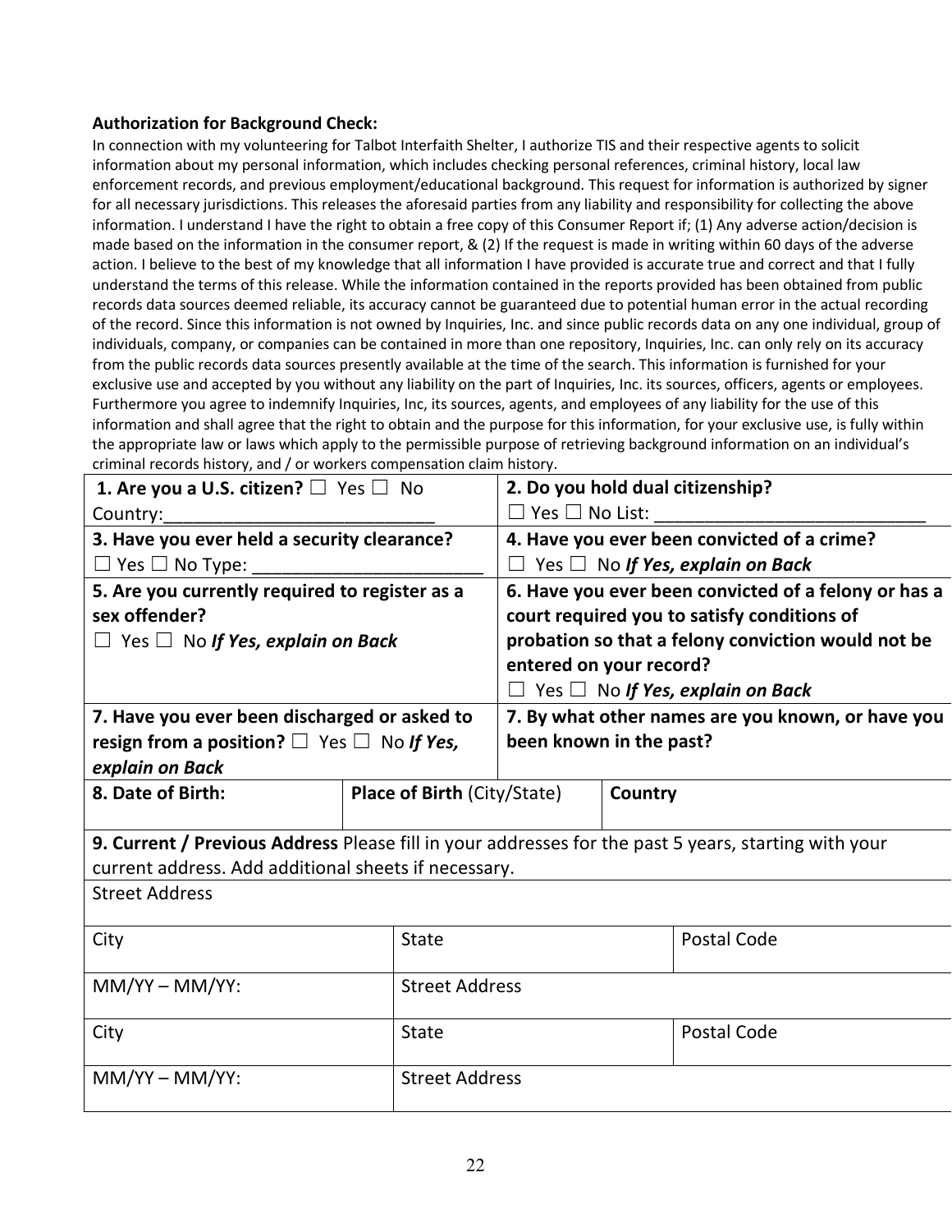**Authorization for Background Check:**

In connection with my volunteering for Talbot Interfaith Shelter, I authorize TIS and their respective agents to solicit information about my personal information, which includes checking personal references, criminal history, local law enforcement records, and previous employment/educational background. This request for information is authorized by signer for all necessary jurisdictions. This releases the aforesaid parties from any liability and responsibility for collecting the above information. I understand I have the right to obtain a free copy of this Consumer Report if; (1) Any adverse action/decision is made based on the information in the consumer report, & (2) If the request is made in writing within 60 days of the adverse action. I believe to the best of my knowledge that all information I have provided is accurate true and correct and that I fully understand the terms of this release. While the information contained in the reports provided has been obtained from public records data sources deemed reliable, its accuracy cannot be guaranteed due to potential human error in the actual recording of the record. Since this information is not owned by Inquiries, Inc. and since public records data on any one individual, group of individuals, company, or companies can be contained in more than one repository, Inquiries, Inc. can only rely on its accuracy from the public records data sources presently available at the time of the search. This information is furnished for your exclusive use and accepted by you without any liability on the part of Inquiries, Inc. its sources, officers, agents or employees. Furthermore you agree to indemnify Inquiries, Inc, its sources, agents, and employees of any liability for the use of this information and shall agree that the right to obtain and the purpose for this information, for your exclusive use, is fully within the appropriate law or laws which apply to the permissible purpose of retrieving background information on an individual's criminal records history, and / or workers compensation claim history.

| | | | |
|---|---|---|---|
| **1. Are you a U.S. citizen?** ☐ Yes ☐ No<br>Country:___________________________ | | **2. Do you hold dual citizenship?**<br>☐ Yes ☐ No List: ___________________________ | |
| **3. Have you ever held a security clearance?**<br>☐ Yes ☐ No Type: _______________________ | | **4. Have you ever been convicted of a crime?**<br>☐ Yes ☐ No ***If Yes, explain on Back*** | |
| **5. Are you currently required to register as a sex offender?**<br>☐ Yes ☐ No ***If Yes, explain on Back*** | | **6. Have you ever been convicted of a felony or has a court required you to satisfy conditions of probation so that a felony conviction would not be entered on your record?**<br>☐ Yes ☐ No ***If Yes, explain on Back*** | |
| **7. Have you ever been discharged or asked to resign from a position?** ☐ Yes ☐ No ***If Yes, explain on Back*** | | **7. By what other names are you known, or have you been known in the past?** | |
| **8. Date of Birth:** | **Place of Birth** (City/State) | | **Country** |

| | | |
|---|---|---|
| **9. Current / Previous Address** Please fill in your addresses for the past 5 years, starting with your current address. Add additional sheets if necessary. | | |
| Street Address | | |
| City | State | Postal Code |
| MM/YY – MM/YY: | Street Address | |
| City | State | Postal Code |
| MM/YY – MM/YY: | Street Address | |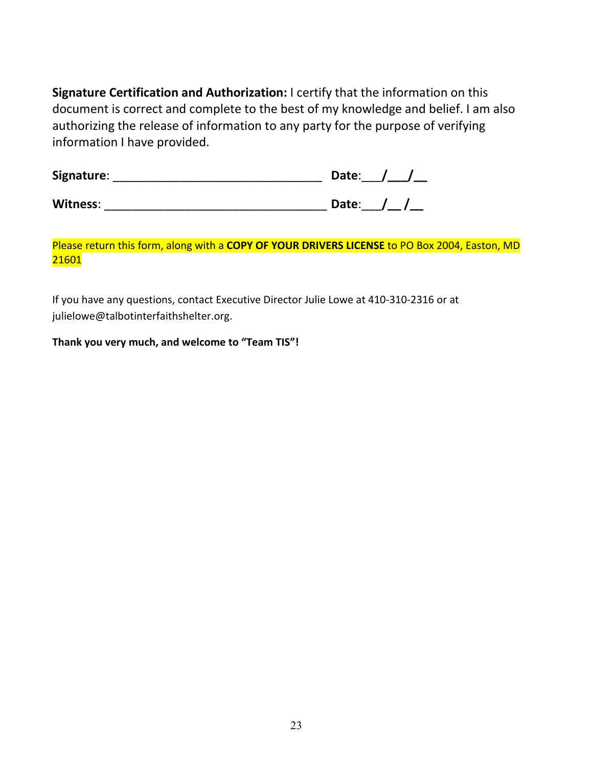**Signature Certification and Authorization:** I certify that the information on this document is correct and complete to the best of my knowledge and belief. I am also authorizing the release of information to any party for the purpose of verifying information I have provided.

**Signature**: _______________________________ **Date**:___/___/__

**Witness**: _________________________________ **Date**:___/__ /__

Please return this form, along with a **COPY OF YOUR DRIVERS LICENSE** to PO Box 2004, Easton, MD 21601

If you have any questions, contact Executive Director Julie Lowe at 410-310-2316 or at julielowe@talbotinterfaithshelter.org.

**Thank you very much, and welcome to "Team TIS"!**